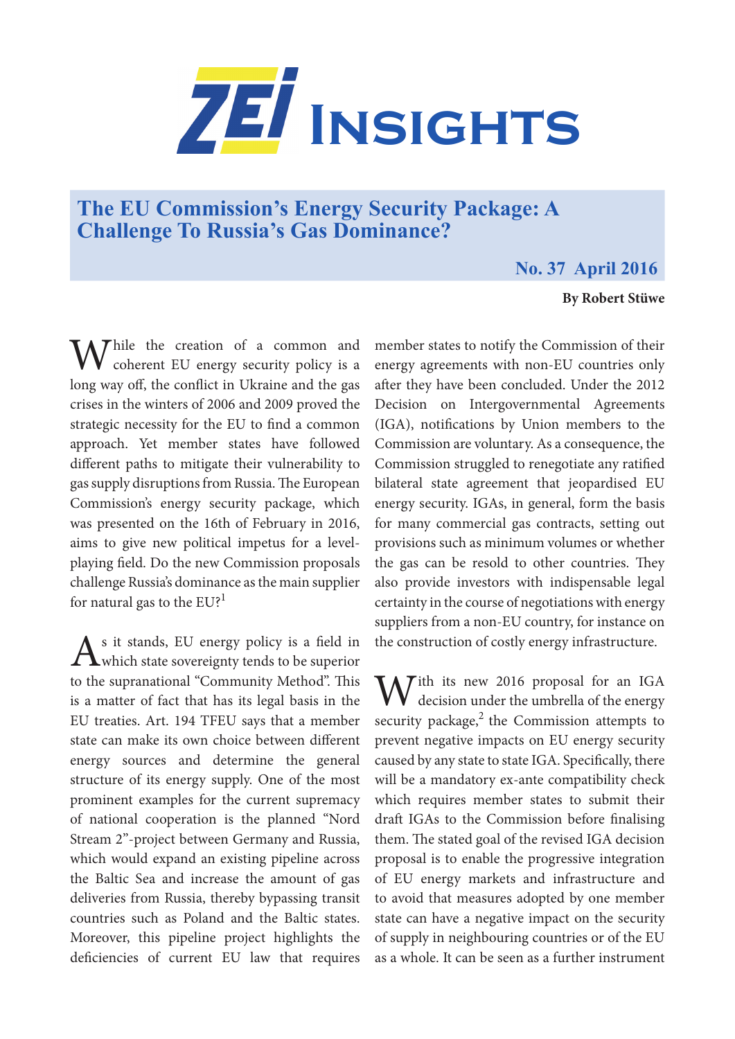# ZEI Insights

## The EU Commission's Energy Security Package: A Challenge To Russia's Gas Dominance?

**No. 37 April 2016**

**By Robert Stüwe**

While the creation of a common and coherent EU energy security policy is a long way off, the conflict in Ukraine and the gas crises in the winters of 2006 and 2009 proved the strategic necessity for the EU to find a common approach. Yet member states have followed different paths to mitigate their vulnerability to gas supply disruptions from Russia. The European Commission's energy security package, which was presented on the 16th of February in 2016, aims to give new political impetus for a level-playing field. Do the new Commission proposals challenge Russia's dominance as the main supplier for natural gas to the EU?[1]

As it stands, EU energy policy is a field in which state sovereignty tends to be superior to the supranational "Community Method". This is a matter of fact that has its legal basis in the EU treaties. Art. 194 TFEU says that a member state can make its own choice between different energy sources and determine the general structure of its energy supply. One of the most prominent examples for the current supremacy of national cooperation is the planned "Nord Stream 2"-project between Germany and Russia, which would expand an existing pipeline across the Baltic Sea and increase the amount of gas deliveries from Russia, thereby bypassing transit countries such as Poland and the Baltic states. Moreover, this pipeline project highlights the deficiencies of current EU law that requires member states to notify the Commission of their energy agreements with non-EU countries only after they have been concluded. Under the 2012 Decision on Intergovernmental Agreements (IGA), notifications by Union members to the Commission are voluntary. As a consequence, the Commission struggled to renegotiate any ratified bilateral state agreement that jeopardised EU energy security. IGAs, in general, form the basis for many commercial gas contracts, setting out provisions such as minimum volumes or whether the gas can be resold to other countries. They also provide investors with indispensable legal certainty in the course of negotiations with energy suppliers from a non-EU country, for instance on the construction of costly energy infrastructure.

With its new 2016 proposal for an IGA decision under the umbrella of the energy security package,[2] the Commission attempts to prevent negative impacts on EU energy security caused by any state to state IGA. Specifically, there will be a mandatory ex-ante compatibility check which requires member states to submit their draft IGAs to the Commission before finalising them. The stated goal of the revised IGA decision proposal is to enable the progressive integration of EU energy markets and infrastructure and to avoid that measures adopted by one member state can have a negative impact on the security of supply in neighbouring countries or of the EU as a whole. It can be seen as a further instrument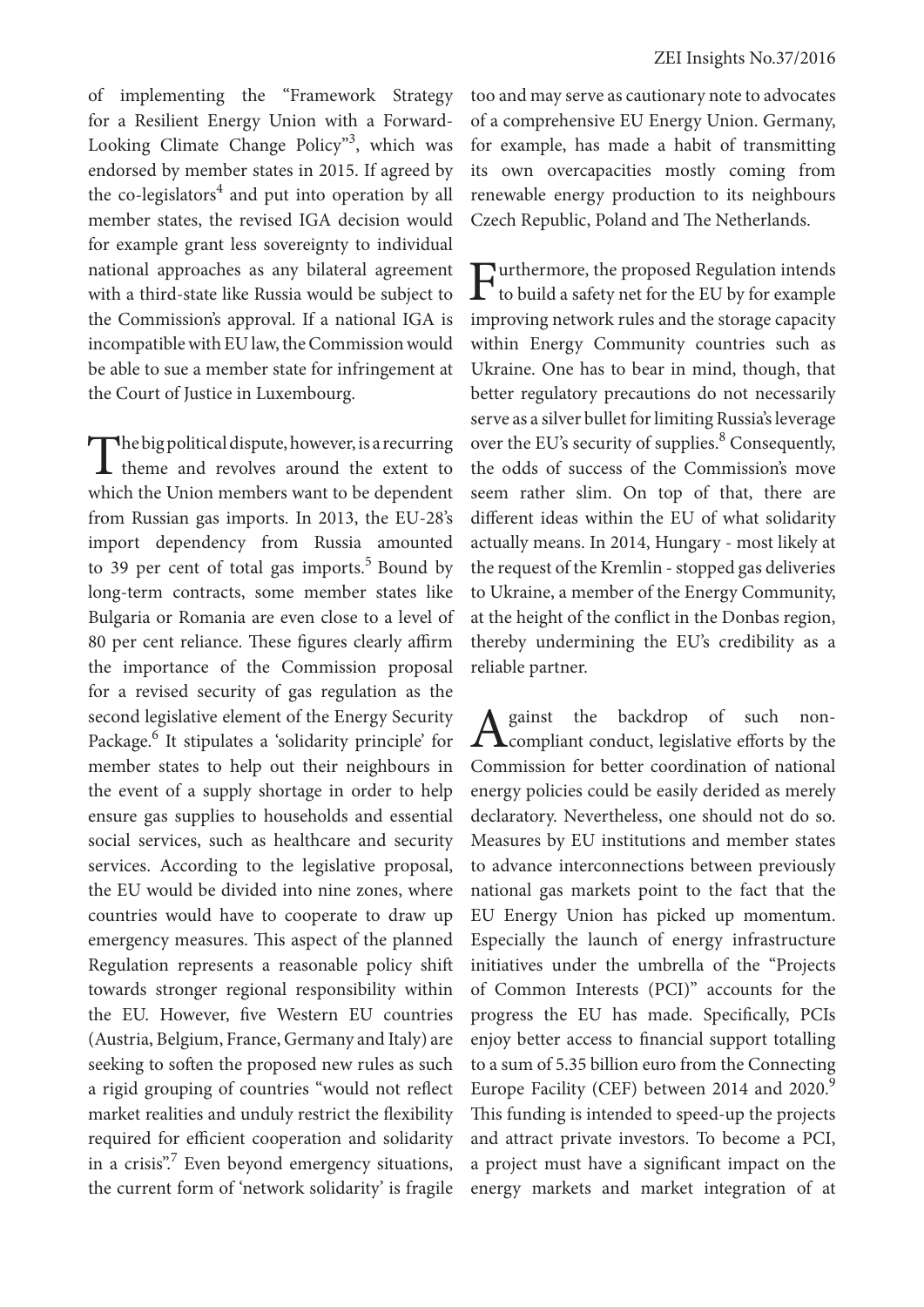of implementing the "Framework Strategy for a Resilient Energy Union with a Forward-Looking Climate Change Policy"[3], which was endorsed by member states in 2015. If agreed by the co-legislators[4] and put into operation by all member states, the revised IGA decision would for example grant less sovereignty to individual national approaches as any bilateral agreement with a third-state like Russia would be subject to the Commission's approval. If a national IGA is incompatible with EU law, the Commission would be able to sue a member state for infringement at the Court of Justice in Luxembourg.

The big political dispute, however, is a recurring theme and revolves around the extent to which the Union members want to be dependent from Russian gas imports. In 2013, the EU-28's import dependency from Russia amounted to 39 per cent of total gas imports.[5] Bound by long-term contracts, some member states like Bulgaria or Romania are even close to a level of 80 per cent reliance. These figures clearly affirm the importance of the Commission proposal for a revised security of gas regulation as the second legislative element of the Energy Security Package.[6] It stipulates a 'solidarity principle' for member states to help out their neighbours in the event of a supply shortage in order to help ensure gas supplies to households and essential social services, such as healthcare and security services. According to the legislative proposal, the EU would be divided into nine zones, where countries would have to cooperate to draw up emergency measures. This aspect of the planned Regulation represents a reasonable policy shift towards stronger regional responsibility within the EU. However, five Western EU countries (Austria, Belgium, France, Germany and Italy) are seeking to soften the proposed new rules as such a rigid grouping of countries "would not reflect market realities and unduly restrict the flexibility required for efficient cooperation and solidarity in a crisis".[7] Even beyond emergency situations, the current form of 'network solidarity' is fragile too and may serve as cautionary note to advocates of a comprehensive EU Energy Union. Germany, for example, has made a habit of transmitting its own overcapacities mostly coming from renewable energy production to its neighbours Czech Republic, Poland and The Netherlands.

Furthermore, the proposed Regulation intends to build a safety net for the EU by for example improving network rules and the storage capacity within Energy Community countries such as Ukraine. One has to bear in mind, though, that better regulatory precautions do not necessarily serve as a silver bullet for limiting Russia's leverage over the EU's security of supplies.[8] Consequently, the odds of success of the Commission's move seem rather slim. On top of that, there are different ideas within the EU of what solidarity actually means. In 2014, Hungary - most likely at the request of the Kremlin - stopped gas deliveries to Ukraine, a member of the Energy Community, at the height of the conflict in the Donbas region, thereby undermining the EU's credibility as a reliable partner.

Against the backdrop of such non-compliant conduct, legislative efforts by the Commission for better coordination of national energy policies could be easily derided as merely declaratory. Nevertheless, one should not do so. Measures by EU institutions and member states to advance interconnections between previously national gas markets point to the fact that the EU Energy Union has picked up momentum. Especially the launch of energy infrastructure initiatives under the umbrella of the "Projects of Common Interests (PCI)" accounts for the progress the EU has made. Specifically, PCIs enjoy better access to financial support totalling to a sum of 5.35 billion euro from the Connecting Europe Facility (CEF) between 2014 and 2020.[9] This funding is intended to speed-up the projects and attract private investors. To become a PCI, a project must have a significant impact on the energy markets and market integration of at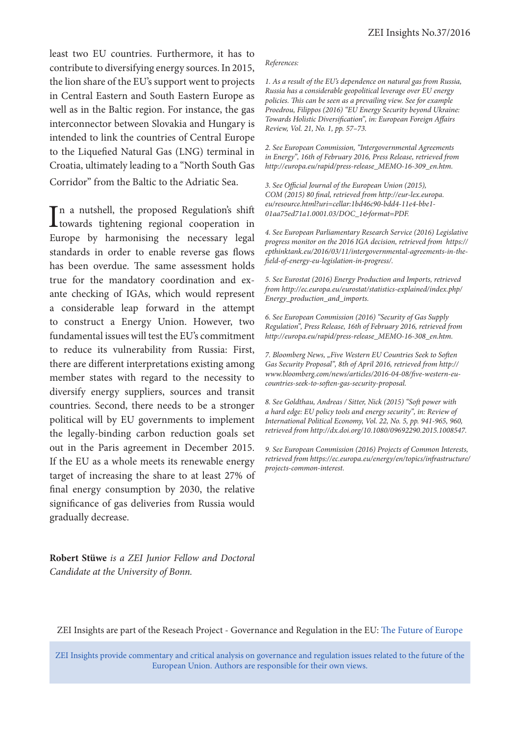least two EU countries. Furthermore, it has to contribute to diversifying energy sources. In 2015, the lion share of the EU's support went to projects in Central Eastern and South Eastern Europe as well as in the Baltic region. For instance, the gas interconnector between Slovakia and Hungary is intended to link the countries of Central Europe to the Liquefied Natural Gas (LNG) terminal in Croatia, ultimately leading to a "North South Gas Corridor" from the Baltic to the Adriatic Sea.

In a nutshell, the proposed Regulation's shift towards tightening regional cooperation in Europe by harmonising the necessary legal standards in order to enable reverse gas flows has been overdue. The same assessment holds true for the mandatory coordination and ex-ante checking of IGAs, which would represent a considerable leap forward in the attempt to construct a Energy Union. However, two fundamental issues will test the EU's commitment to reduce its vulnerability from Russia: First, there are different interpretations existing among member states with regard to the necessity to diversify energy suppliers, sources and transit countries. Second, there needs to be a stronger political will by EU governments to implement the legally-binding carbon reduction goals set out in the Paris agreement in December 2015. If the EU as a whole meets its renewable energy target of increasing the share to at least 27% of final energy consumption by 2030, the relative significance of gas deliveries from Russia would gradually decrease.

**Robert Stüwe** *is a ZEI Junior Fellow and Doctoral Candidate at the University of Bonn.*

*References:*

*1. As a result of the EU's dependence on natural gas from Russia, Russia has a considerable geopolitical leverage over EU energy policies. This can be seen as a prevailing view. See for example Proedrou, Filippos (2016) "EU Energy Security beyond Ukraine: Towards Holistic Diversification", in: European Foreign Affairs Review, Vol. 21, No. 1, pp. 57–73.*

*2. See European Commission, "Intergovernmental Agreements in Energy", 16th of February 2016, Press Release, retrieved from http://europa.eu/rapid/press-release_MEMO-16-309_en.htm.*

*3. See Official Journal of the European Union (2015), COM (2015) 80 final, retrieved from http://eur-lex.europa.eu/resource.html?uri=cellar:1bd46c90-bdd4-11e4-bbe1-01aa75ed71a1.0001.03/DOC_1&format=PDF.*

*4. See European Parliamentary Research Service (2016) Legislative progress monitor on the 2016 IGA decision, retrieved from https://epthinktank.eu/2016/03/11/intergovernmental-agreements-in-the-field-of-energy-eu-legislation-in-progress/.*

*5. See Eurostat (2016) Energy Production and Imports, retrieved from http://ec.europa.eu/eurostat/statistics-explained/index.php/Energy_production_and_imports.*

*6. See European Commission (2016) "Security of Gas Supply Regulation", Press Release, 16th of February 2016, retrieved from http://europa.eu/rapid/press-release_MEMO-16-308_en.htm.*

*7. Bloomberg News, „Five Western EU Countries Seek to Soften Gas Security Proposal", 8th of April 2016, retrieved from http://www.bloomberg.com/news/articles/2016-04-08/five-western-eu-countries-seek-to-soften-gas-security-proposal.*

*8. See Goldthau, Andreas / Sitter, Nick (2015) "Soft power with a hard edge: EU policy tools and energy security", in: Review of International Political Economy, Vol. 22, No. 5, pp. 941-965, 960, retrieved from http://dx.doi.org/10.1080/09692290.2015.1008547.*

*9. See European Commission (2016) Projects of Common Interests, retrieved from https://ec.europa.eu/energy/en/topics/infrastructure/projects-common-interest.*

ZEI Insights are part of the Reseach Project - Governance and Regulation in the EU: The Future of Europe

ZEI Insights provide commentary and critical analysis on governance and regulation issues related to the future of the European Union. Authors are responsible for their own views.